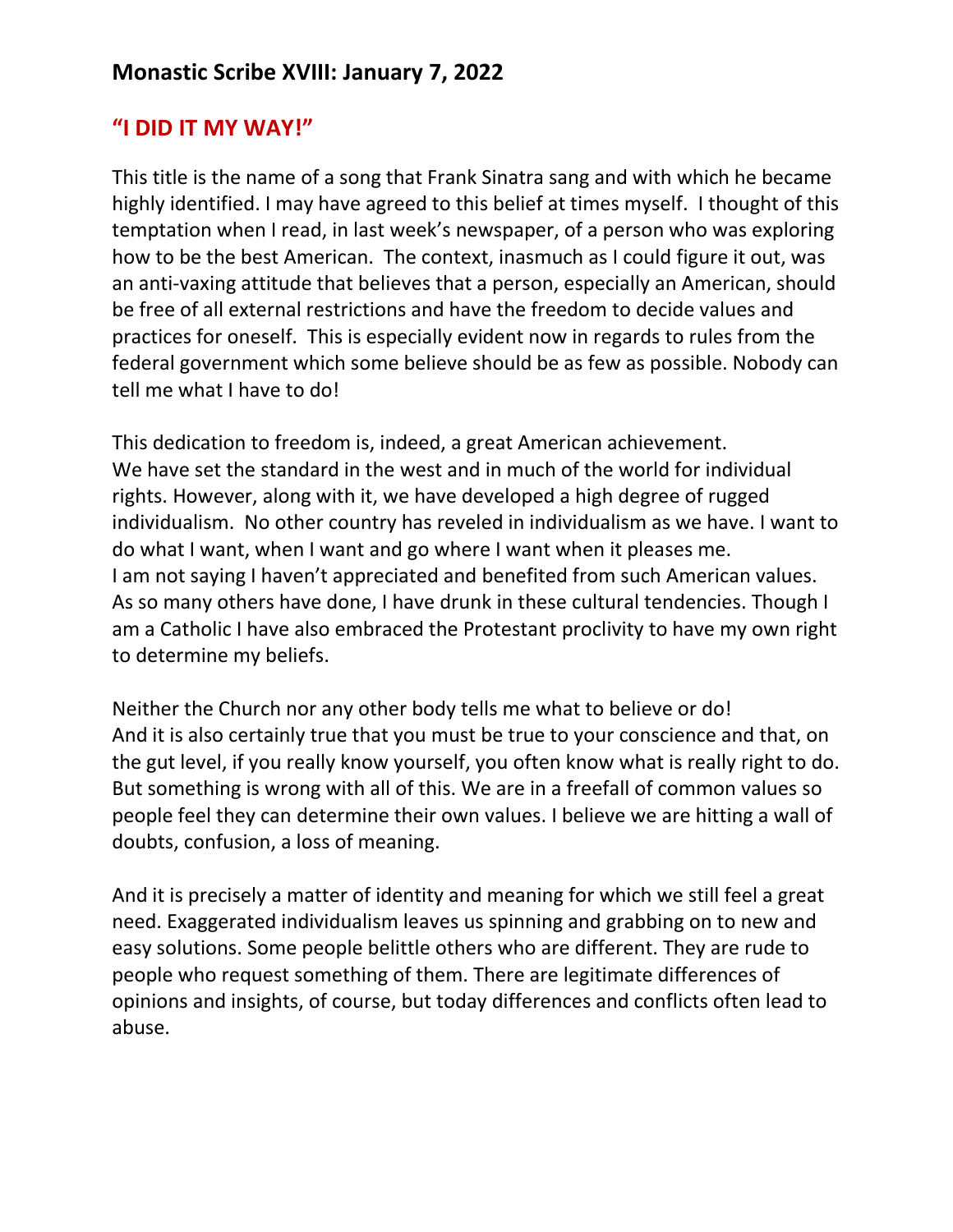## Monastic Scribe XVIII: January 7, 2022

## "I DID IT MY WAY!"

This title is the name of a song that Frank Sinatra sang and with which he became highly identified. I may have agreed to this belief at times myself. I thought of this temptation when I read, in last week's newspaper, of a person who was exploring how to be the best American. The context, inasmuch as I could figure it out, was an anti-vaxing attitude that believes that a person, especially an American, should be free of all external restrictions and have the freedom to decide values and practices for oneself. This is especially evident now in regards to rules from the federal government which some believe should be as few as possible. Nobody can tell me what I have to do!

This dedication to freedom is, indeed, a great American achievement. We have set the standard in the west and in much of the world for individual rights. However, along with it, we have developed a high degree of rugged individualism. No other country has reveled in individualism as we have. I want to do what I want, when I want and go where I want when it pleases me. I am not saying I haven't appreciated and benefited from such American values. As so many others have done, I have drunk in these cultural tendencies. Though I am a Catholic I have also embraced the Protestant proclivity to have my own right to determine my beliefs.

Neither the Church nor any other body tells me what to believe or do! And it is also certainly true that you must be true to your conscience and that, on the gut level, if you really know yourself, you often know what is really right to do. But something is wrong with all of this. We are in a freefall of common values so people feel they can determine their own values. I believe we are hitting a wall of doubts, confusion, a loss of meaning.

And it is precisely a matter of identity and meaning for which we still feel a great need. Exaggerated individualism leaves us spinning and grabbing on to new and easy solutions. Some people belittle others who are different. They are rude to people who request something of them. There are legitimate differences of opinions and insights, of course, but today differences and conflicts often lead to abuse.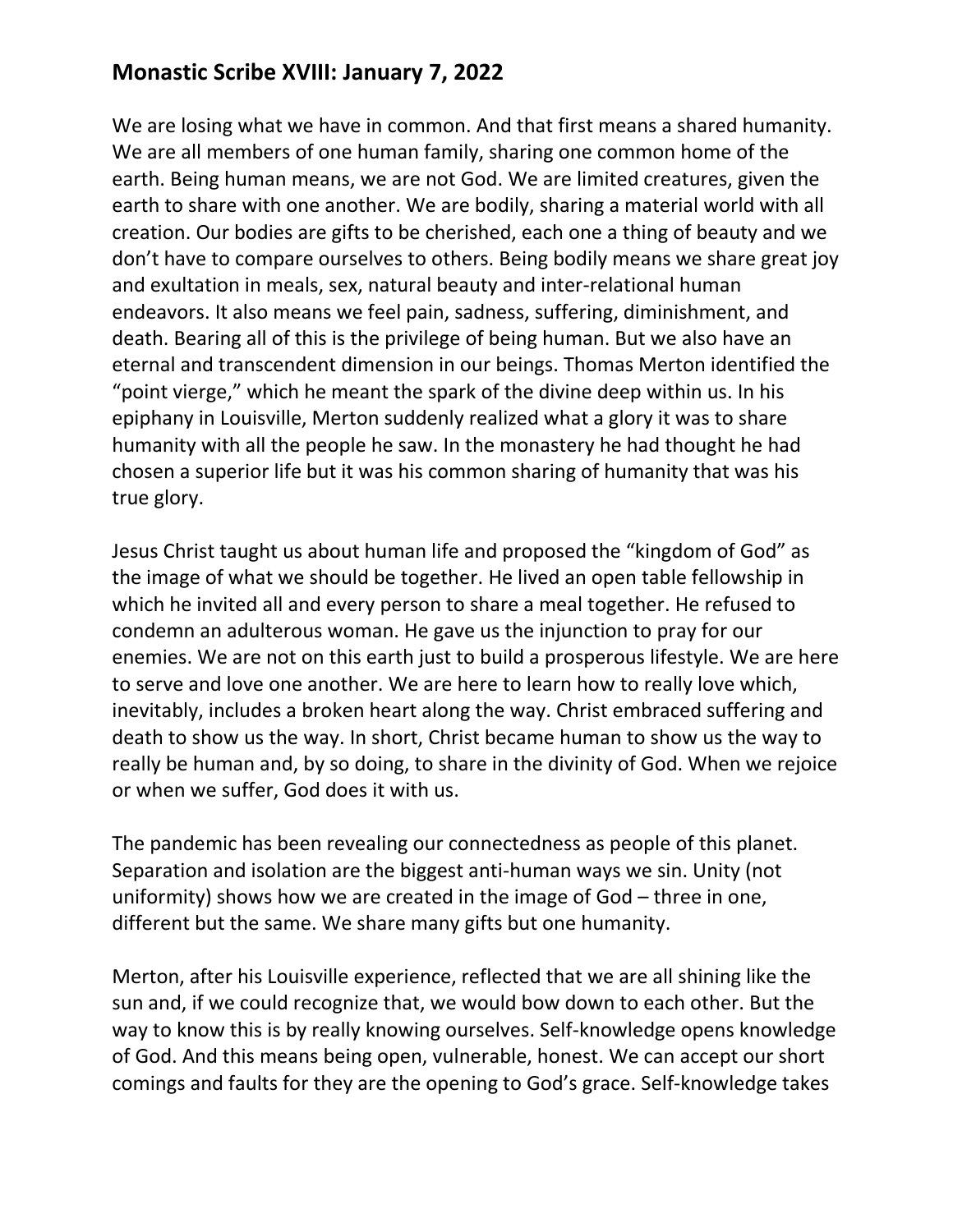## Monastic Scribe XVIII: January 7, 2022

We are losing what we have in common. And that first means a shared humanity. We are all members of one human family, sharing one common home of the earth. Being human means, we are not God. We are limited creatures, given the earth to share with one another. We are bodily, sharing a material world with all creation. Our bodies are gifts to be cherished, each one a thing of beauty and we don't have to compare ourselves to others. Being bodily means we share great joy and exultation in meals, sex, natural beauty and inter-relational human endeavors. It also means we feel pain, sadness, suffering, diminishment, and death. Bearing all of this is the privilege of being human. But we also have an eternal and transcendent dimension in our beings. Thomas Merton identified the "point vierge," which he meant the spark of the divine deep within us. In his epiphany in Louisville, Merton suddenly realized what a glory it was to share humanity with all the people he saw. In the monastery he had thought he had chosen a superior life but it was his common sharing of humanity that was his true glory.

Jesus Christ taught us about human life and proposed the "kingdom of God" as the image of what we should be together. He lived an open table fellowship in which he invited all and every person to share a meal together. He refused to condemn an adulterous woman. He gave us the injunction to pray for our enemies. We are not on this earth just to build a prosperous lifestyle. We are here to serve and love one another. We are here to learn how to really love which, inevitably, includes a broken heart along the way. Christ embraced suffering and death to show us the way. In short, Christ became human to show us the way to really be human and, by so doing, to share in the divinity of God. When we rejoice or when we suffer, God does it with us.

The pandemic has been revealing our connectedness as people of this planet. Separation and isolation are the biggest anti-human ways we sin. Unity (not uniformity) shows how we are created in the image of God – three in one, different but the same. We share many gifts but one humanity.

Merton, after his Louisville experience, reflected that we are all shining like the sun and, if we could recognize that, we would bow down to each other. But the way to know this is by really knowing ourselves. Self-knowledge opens knowledge of God. And this means being open, vulnerable, honest. We can accept our short comings and faults for they are the opening to God's grace. Self-knowledge takes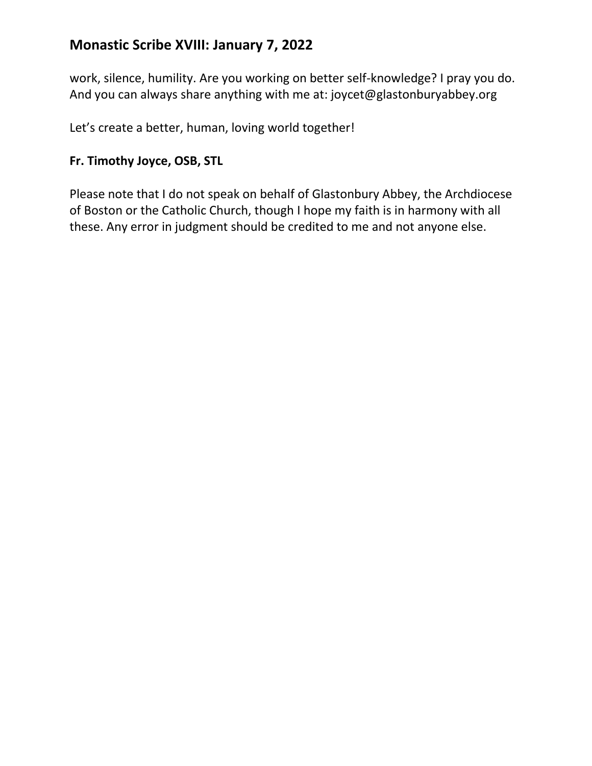work, silence, humility. Are you working on better self-knowledge? I pray you do. And you can always share anything with me at: joycet@glastonburyabbey.org

Let's create a better, human, loving world together!

**Fr. Timothy Joyce, OSB, STL**

Please note that I do not speak on behalf of Glastonbury Abbey, the Archdiocese of Boston or the Catholic Church, though I hope my faith is in harmony with all these. Any error in judgment should be credited to me and not anyone else.